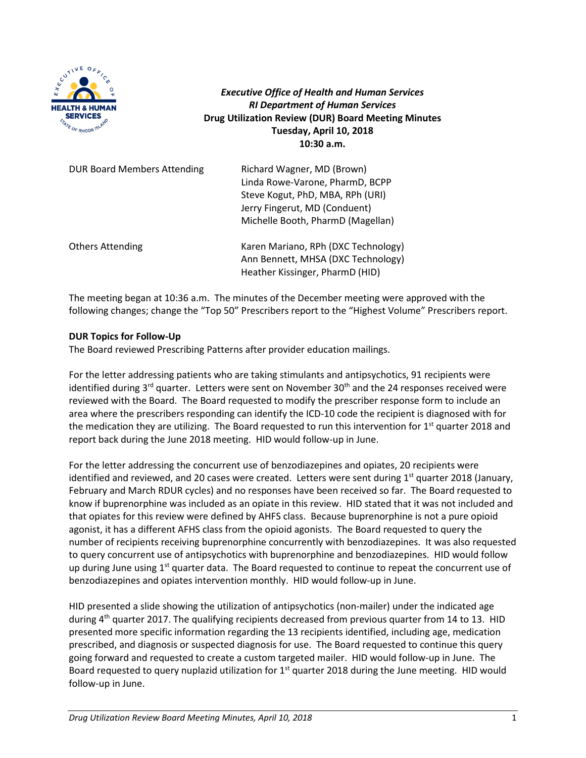*Executive Office of Health and Human Services*
*RI Department of Human Services*
**Drug Utilization Review (DUR) Board Meeting Minutes**
**Tuesday, April 10, 2018**
**10:30 a.m.**

| | |
|---|---|
| DUR Board Members Attending | Richard Wagner, MD (Brown) |
| | Linda Rowe-Varone, PharmD, BCPP |
| | Steve Kogut, PhD, MBA, RPh (URI) |
| | Jerry Fingerut, MD (Conduent) |
| | Michelle Booth, PharmD (Magellan) |
| Others Attending | Karen Mariano, RPh (DXC Technology) |
| | Ann Bennett, MHSA (DXC Technology) |
| | Heather Kissinger, PharmD (HID) |

The meeting began at 10:36 a.m. The minutes of the December meeting were approved with the following changes; change the "Top 50" Prescribers report to the "Highest Volume" Prescribers report.

**DUR Topics for Follow-Up**

The Board reviewed Prescribing Patterns after provider education mailings.

For the letter addressing patients who are taking stimulants and antipsychotics, 91 recipients were identified during 3rd quarter. Letters were sent on November 30th and the 24 responses received were reviewed with the Board. The Board requested to modify the prescriber response form to include an area where the prescribers responding can identify the ICD-10 code the recipient is diagnosed with for the medication they are utilizing. The Board requested to run this intervention for 1st quarter 2018 and report back during the June 2018 meeting. HID would follow-up in June.

For the letter addressing the concurrent use of benzodiazepines and opiates, 20 recipients were identified and reviewed, and 20 cases were created. Letters were sent during 1st quarter 2018 (January, February and March RDUR cycles) and no responses have been received so far. The Board requested to know if buprenorphine was included as an opiate in this review. HID stated that it was not included and that opiates for this review were defined by AHFS class. Because buprenorphine is not a pure opioid agonist, it has a different AFHS class from the opioid agonists. The Board requested to query the number of recipients receiving buprenorphine concurrently with benzodiazepines. It was also requested to query concurrent use of antipsychotics with buprenorphine and benzodiazepines. HID would follow up during June using 1st quarter data. The Board requested to continue to repeat the concurrent use of benzodiazepines and opiates intervention monthly. HID would follow-up in June.

HID presented a slide showing the utilization of antipsychotics (non-mailer) under the indicated age during 4th quarter 2017. The qualifying recipients decreased from previous quarter from 14 to 13. HID presented more specific information regarding the 13 recipients identified, including age, medication prescribed, and diagnosis or suspected diagnosis for use. The Board requested to continue this query going forward and requested to create a custom targeted mailer. HID would follow-up in June. The Board requested to query nuplazid utilization for 1st quarter 2018 during the June meeting. HID would follow-up in June.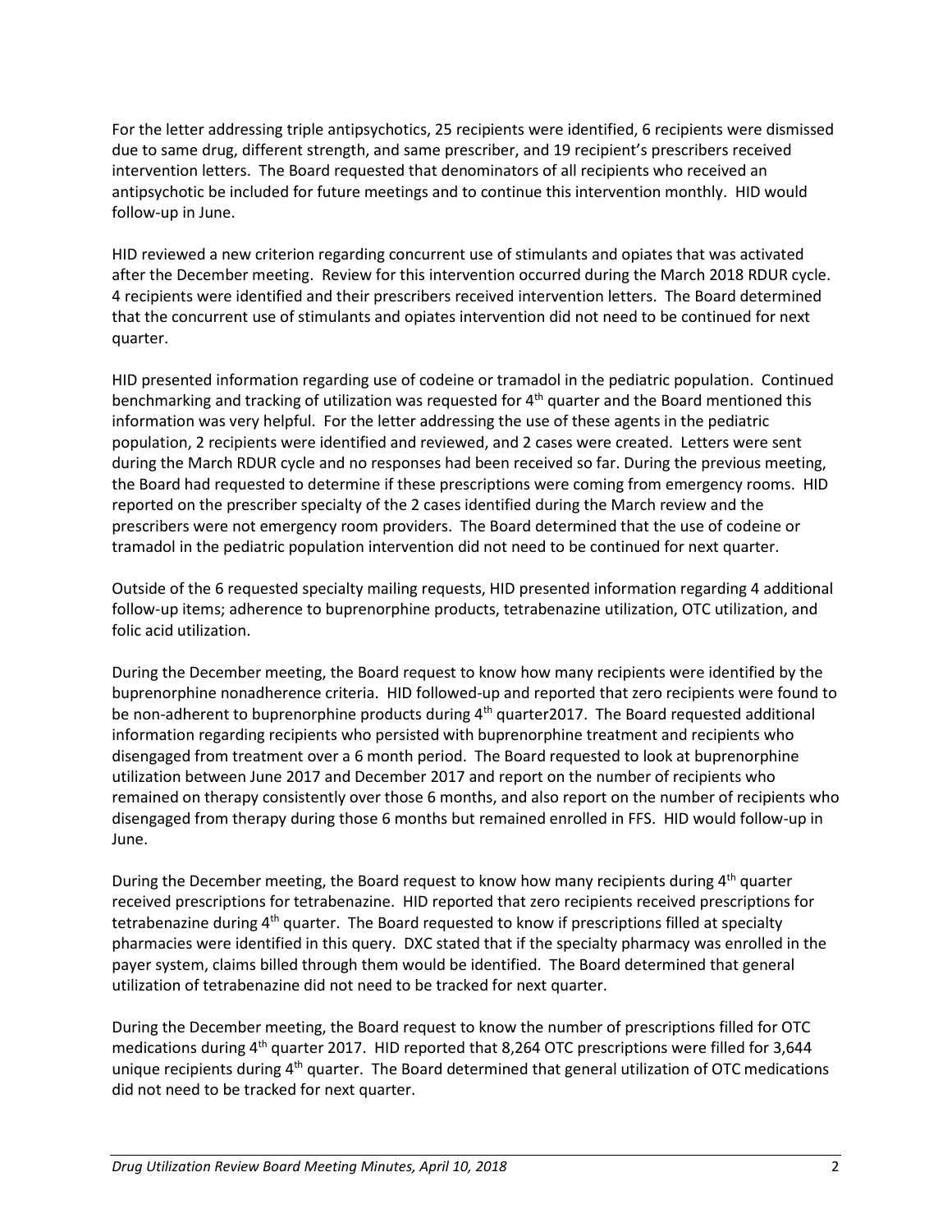For the letter addressing triple antipsychotics, 25 recipients were identified, 6 recipients were dismissed due to same drug, different strength, and same prescriber, and 19 recipient's prescribers received intervention letters. The Board requested that denominators of all recipients who received an antipsychotic be included for future meetings and to continue this intervention monthly. HID would follow-up in June.

HID reviewed a new criterion regarding concurrent use of stimulants and opiates that was activated after the December meeting. Review for this intervention occurred during the March 2018 RDUR cycle. 4 recipients were identified and their prescribers received intervention letters. The Board determined that the concurrent use of stimulants and opiates intervention did not need to be continued for next quarter.

HID presented information regarding use of codeine or tramadol in the pediatric population. Continued benchmarking and tracking of utilization was requested for 4th quarter and the Board mentioned this information was very helpful. For the letter addressing the use of these agents in the pediatric population, 2 recipients were identified and reviewed, and 2 cases were created. Letters were sent during the March RDUR cycle and no responses had been received so far. During the previous meeting, the Board had requested to determine if these prescriptions were coming from emergency rooms. HID reported on the prescriber specialty of the 2 cases identified during the March review and the prescribers were not emergency room providers. The Board determined that the use of codeine or tramadol in the pediatric population intervention did not need to be continued for next quarter.

Outside of the 6 requested specialty mailing requests, HID presented information regarding 4 additional follow-up items; adherence to buprenorphine products, tetrabenazine utilization, OTC utilization, and folic acid utilization.

During the December meeting, the Board request to know how many recipients were identified by the buprenorphine nonadherence criteria. HID followed-up and reported that zero recipients were found to be non-adherent to buprenorphine products during 4th quarter2017. The Board requested additional information regarding recipients who persisted with buprenorphine treatment and recipients who disengaged from treatment over a 6 month period. The Board requested to look at buprenorphine utilization between June 2017 and December 2017 and report on the number of recipients who remained on therapy consistently over those 6 months, and also report on the number of recipients who disengaged from therapy during those 6 months but remained enrolled in FFS. HID would follow-up in June.

During the December meeting, the Board request to know how many recipients during 4th quarter received prescriptions for tetrabenazine. HID reported that zero recipients received prescriptions for tetrabenazine during 4th quarter. The Board requested to know if prescriptions filled at specialty pharmacies were identified in this query. DXC stated that if the specialty pharmacy was enrolled in the payer system, claims billed through them would be identified. The Board determined that general utilization of tetrabenazine did not need to be tracked for next quarter.

During the December meeting, the Board request to know the number of prescriptions filled for OTC medications during 4th quarter 2017. HID reported that 8,264 OTC prescriptions were filled for 3,644 unique recipients during 4th quarter. The Board determined that general utilization of OTC medications did not need to be tracked for next quarter.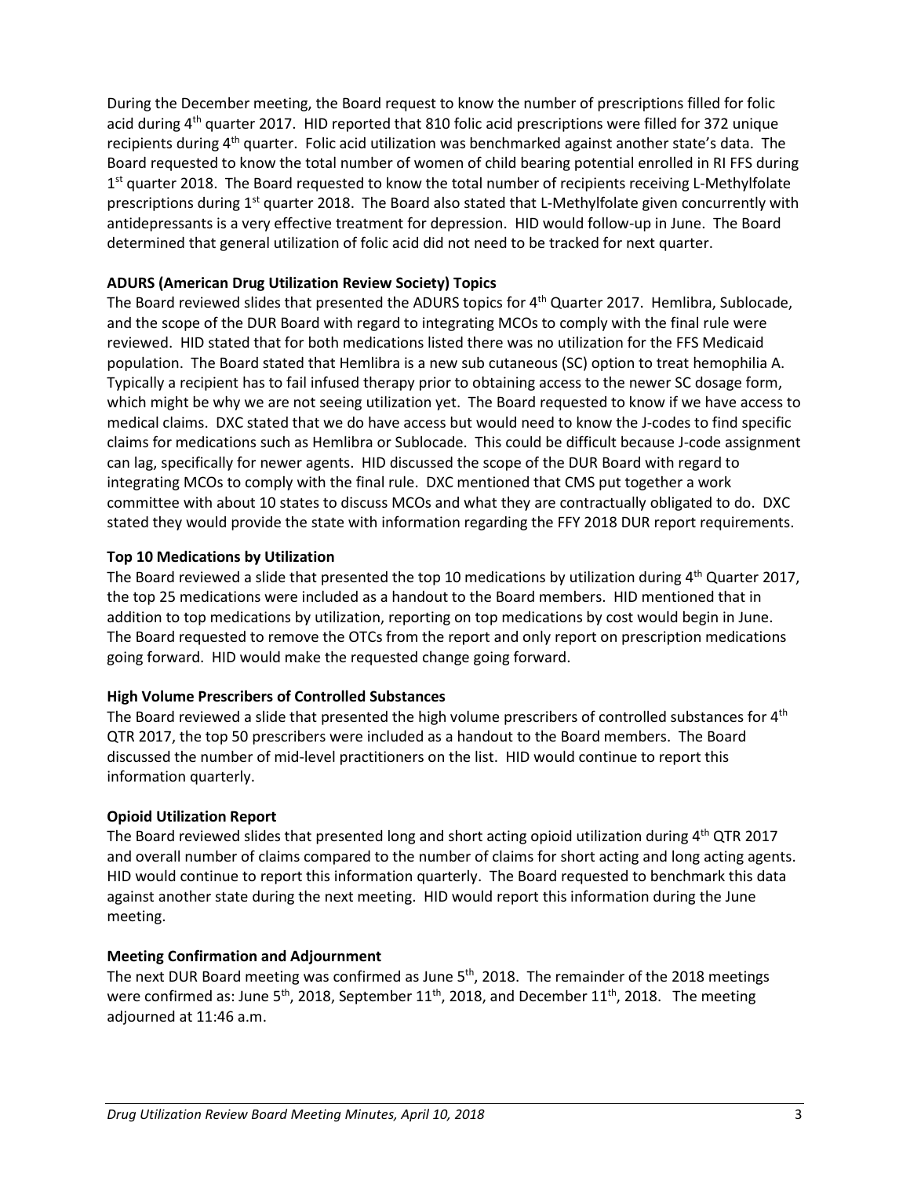During the December meeting, the Board request to know the number of prescriptions filled for folic acid during 4th quarter 2017. HID reported that 810 folic acid prescriptions were filled for 372 unique recipients during 4th quarter. Folic acid utilization was benchmarked against another state's data. The Board requested to know the total number of women of child bearing potential enrolled in RI FFS during 1st quarter 2018. The Board requested to know the total number of recipients receiving L-Methylfolate prescriptions during 1st quarter 2018. The Board also stated that L-Methylfolate given concurrently with antidepressants is a very effective treatment for depression. HID would follow-up in June. The Board determined that general utilization of folic acid did not need to be tracked for next quarter.

**ADURS (American Drug Utilization Review Society) Topics**

The Board reviewed slides that presented the ADURS topics for 4th Quarter 2017. Hemlibra, Sublocade, and the scope of the DUR Board with regard to integrating MCOs to comply with the final rule were reviewed. HID stated that for both medications listed there was no utilization for the FFS Medicaid population. The Board stated that Hemlibra is a new sub cutaneous (SC) option to treat hemophilia A. Typically a recipient has to fail infused therapy prior to obtaining access to the newer SC dosage form, which might be why we are not seeing utilization yet. The Board requested to know if we have access to medical claims. DXC stated that we do have access but would need to know the J-codes to find specific claims for medications such as Hemlibra or Sublocade. This could be difficult because J-code assignment can lag, specifically for newer agents. HID discussed the scope of the DUR Board with regard to integrating MCOs to comply with the final rule. DXC mentioned that CMS put together a work committee with about 10 states to discuss MCOs and what they are contractually obligated to do. DXC stated they would provide the state with information regarding the FFY 2018 DUR report requirements.

**Top 10 Medications by Utilization**

The Board reviewed a slide that presented the top 10 medications by utilization during 4th Quarter 2017, the top 25 medications were included as a handout to the Board members. HID mentioned that in addition to top medications by utilization, reporting on top medications by cost would begin in June. The Board requested to remove the OTCs from the report and only report on prescription medications going forward. HID would make the requested change going forward.

**High Volume Prescribers of Controlled Substances**

The Board reviewed a slide that presented the high volume prescribers of controlled substances for 4th QTR 2017, the top 50 prescribers were included as a handout to the Board members. The Board discussed the number of mid-level practitioners on the list. HID would continue to report this information quarterly.

**Opioid Utilization Report**

The Board reviewed slides that presented long and short acting opioid utilization during 4th QTR 2017 and overall number of claims compared to the number of claims for short acting and long acting agents. HID would continue to report this information quarterly. The Board requested to benchmark this data against another state during the next meeting. HID would report this information during the June meeting.

**Meeting Confirmation and Adjournment**

The next DUR Board meeting was confirmed as June 5th, 2018. The remainder of the 2018 meetings were confirmed as: June 5th, 2018, September 11th, 2018, and December 11th, 2018. The meeting adjourned at 11:46 a.m.